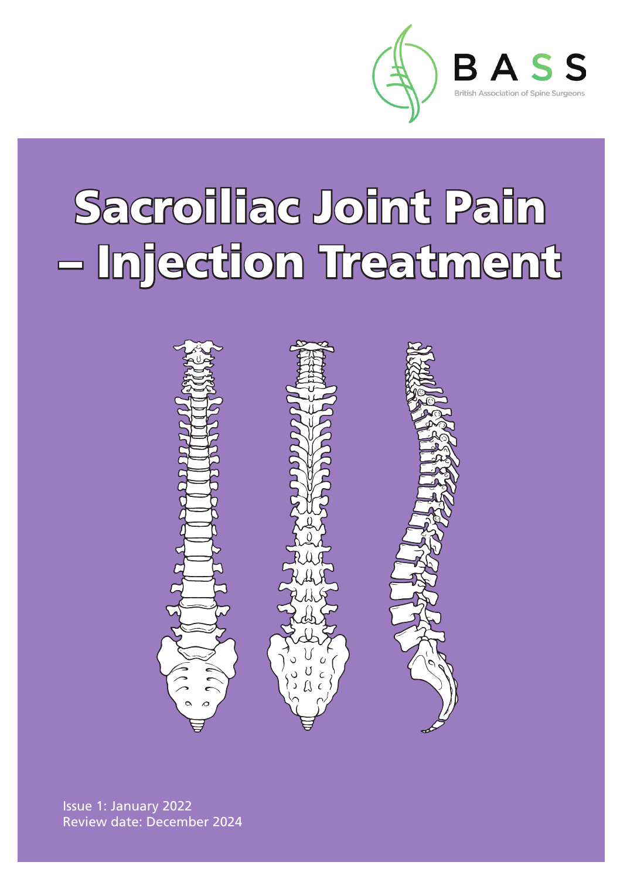BASS

British Association of Spine Surgeons

# Sacroiliac Joint Pain – Injection Treatment

Issue 1: January 2022

Review date: December 2024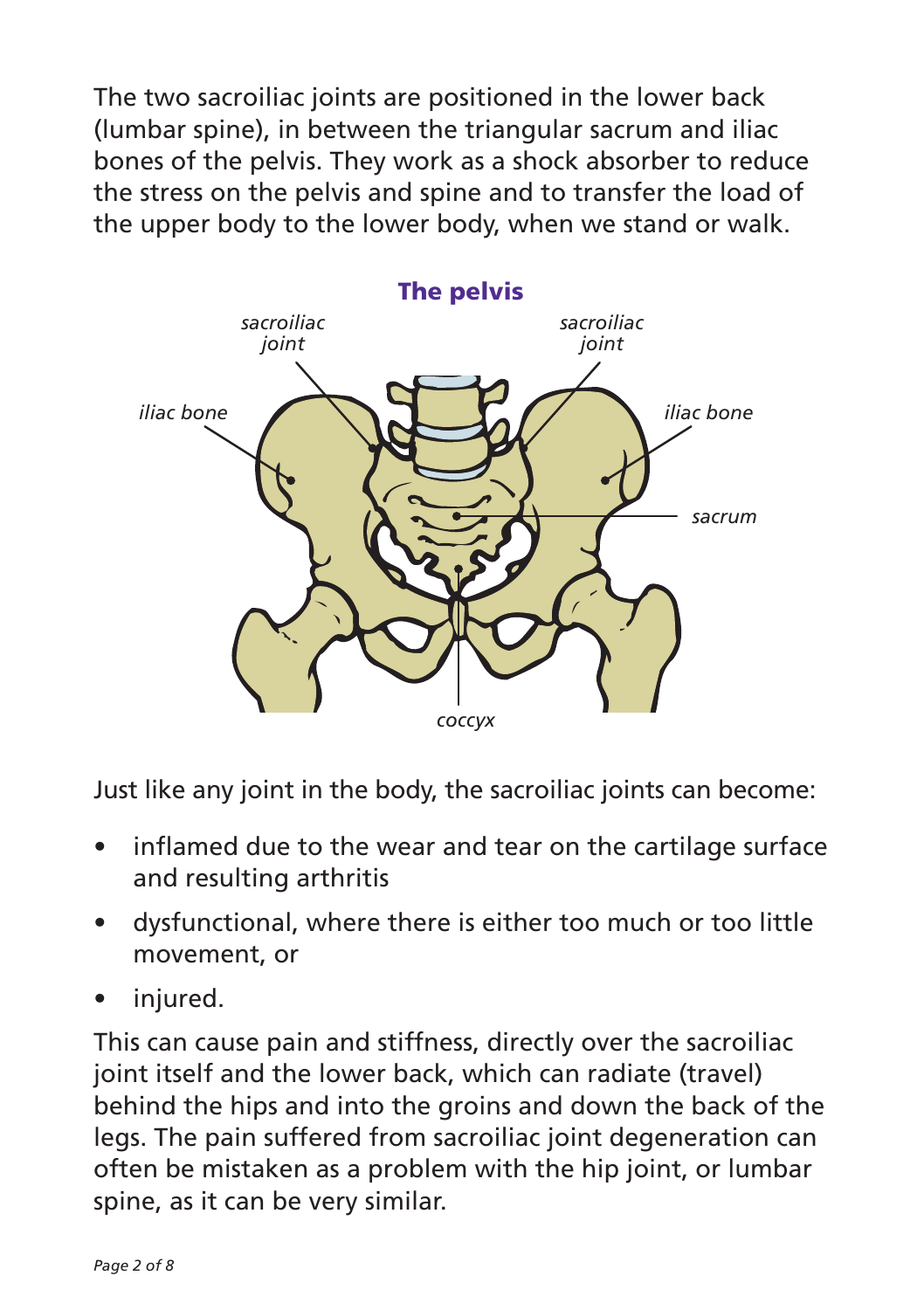The two sacroiliac joints are positioned in the lower back (lumbar spine), in between the triangular sacrum and iliac bones of the pelvis. They work as a shock absorber to reduce the stress on the pelvis and spine and to transfer the load of the upper body to the lower body, when we stand or walk.

**The pelvis**

*sacroiliac joint* *sacroiliac joint* *iliac bone* *iliac bone* *sacrum* *coccyx*

Just like any joint in the body, the sacroiliac joints can become:

- inflamed due to the wear and tear on the cartilage surface and resulting arthritis
- dysfunctional, where there is either too much or too little movement, or
- injured.

This can cause pain and stiffness, directly over the sacroiliac joint itself and the lower back, which can radiate (travel) behind the hips and into the groins and down the back of the legs. The pain suffered from sacroiliac joint degeneration can often be mistaken as a problem with the hip joint, or lumbar spine, as it can be very similar.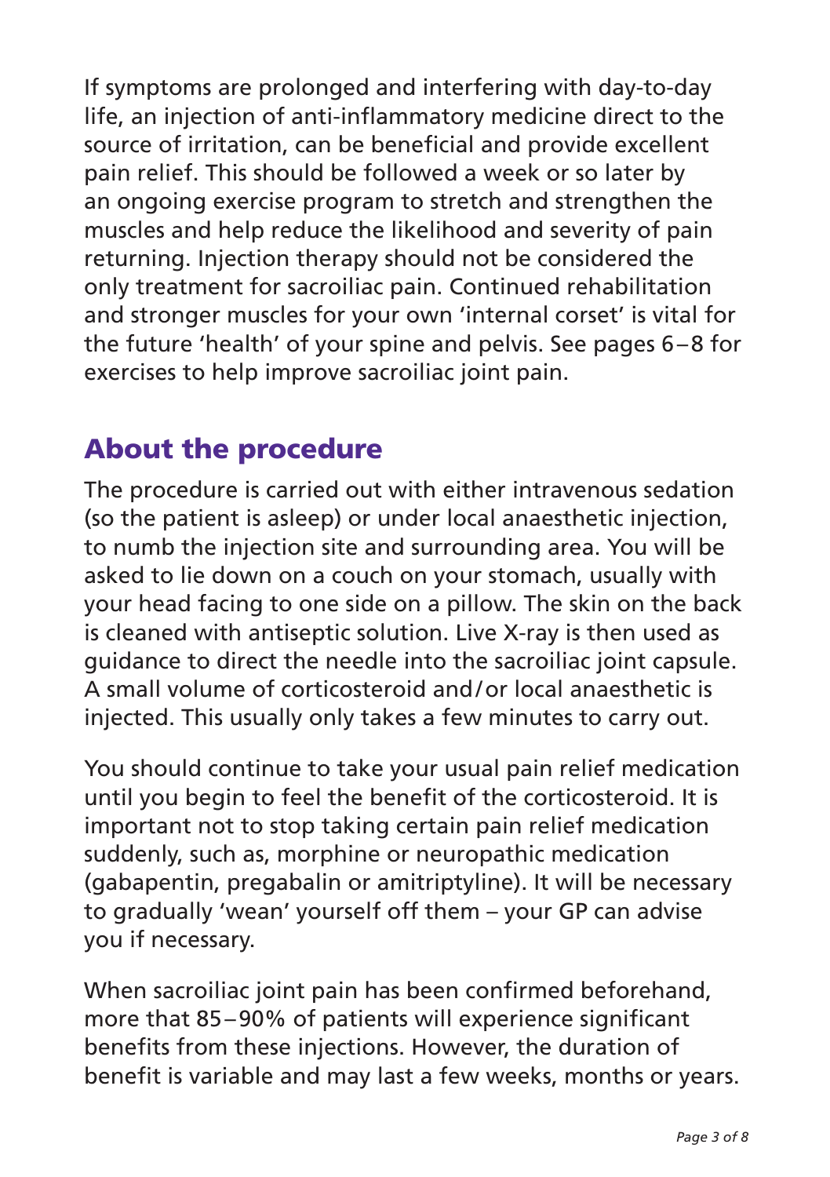If symptoms are prolonged and interfering with day-to-day life, an injection of anti-inflammatory medicine direct to the source of irritation, can be beneficial and provide excellent pain relief. This should be followed a week or so later by an ongoing exercise program to stretch and strengthen the muscles and help reduce the likelihood and severity of pain returning. Injection therapy should not be considered the only treatment for sacroiliac pain. Continued rehabilitation and stronger muscles for your own 'internal corset' is vital for the future 'health' of your spine and pelvis. See pages 6–8 for exercises to help improve sacroiliac joint pain.

## About the procedure

The procedure is carried out with either intravenous sedation (so the patient is asleep) or under local anaesthetic injection, to numb the injection site and surrounding area. You will be asked to lie down on a couch on your stomach, usually with your head facing to one side on a pillow. The skin on the back is cleaned with antiseptic solution. Live X-ray is then used as guidance to direct the needle into the sacroiliac joint capsule. A small volume of corticosteroid and/or local anaesthetic is injected. This usually only takes a few minutes to carry out.

You should continue to take your usual pain relief medication until you begin to feel the benefit of the corticosteroid. It is important not to stop taking certain pain relief medication suddenly, such as, morphine or neuropathic medication (gabapentin, pregabalin or amitriptyline). It will be necessary to gradually 'wean' yourself off them – your GP can advise you if necessary.

When sacroiliac joint pain has been confirmed beforehand, more that 85–90% of patients will experience significant benefits from these injections. However, the duration of benefit is variable and may last a few weeks, months or years.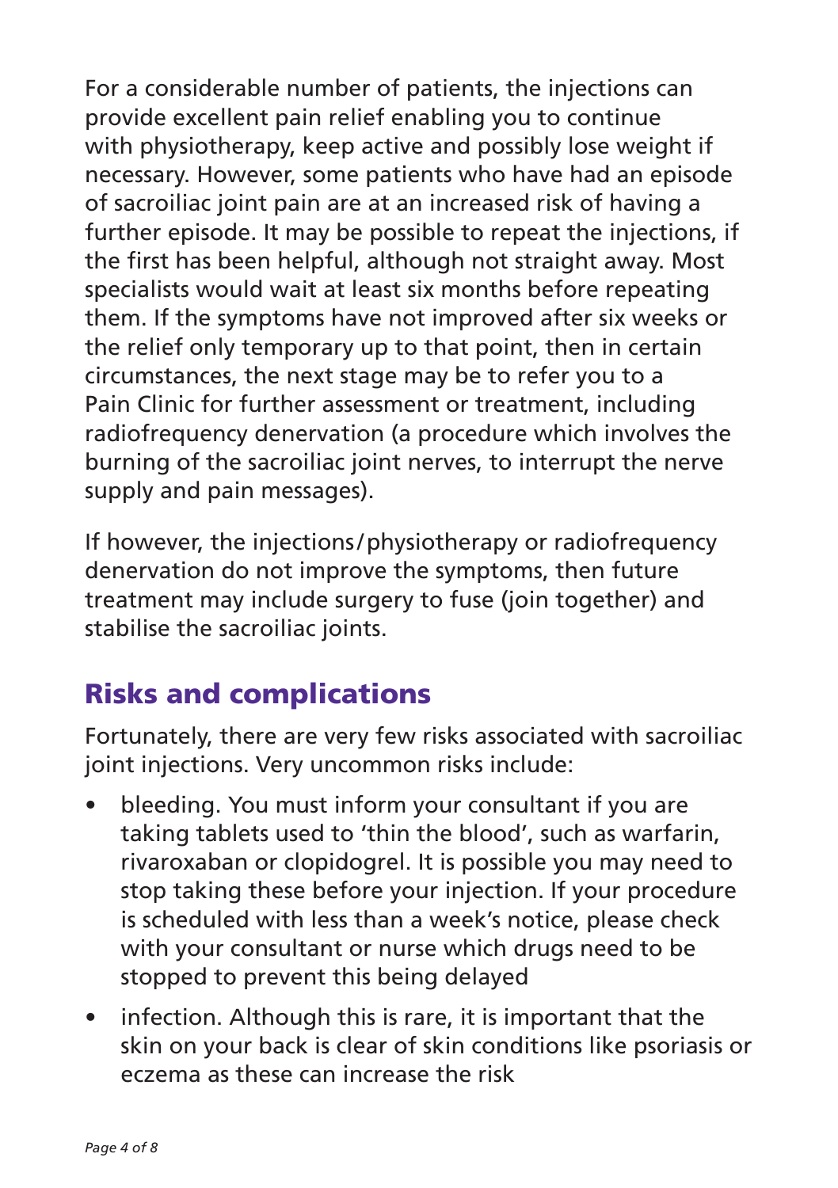For a considerable number of patients, the injections can provide excellent pain relief enabling you to continue with physiotherapy, keep active and possibly lose weight if necessary. However, some patients who have had an episode of sacroiliac joint pain are at an increased risk of having a further episode. It may be possible to repeat the injections, if the first has been helpful, although not straight away. Most specialists would wait at least six months before repeating them. If the symptoms have not improved after six weeks or the relief only temporary up to that point, then in certain circumstances, the next stage may be to refer you to a Pain Clinic for further assessment or treatment, including radiofrequency denervation (a procedure which involves the burning of the sacroiliac joint nerves, to interrupt the nerve supply and pain messages).

If however, the injections/physiotherapy or radiofrequency denervation do not improve the symptoms, then future treatment may include surgery to fuse (join together) and stabilise the sacroiliac joints.

## Risks and complications

Fortunately, there are very few risks associated with sacroiliac joint injections. Very uncommon risks include:

- bleeding. You must inform your consultant if you are taking tablets used to 'thin the blood', such as warfarin, rivaroxaban or clopidogrel. It is possible you may need to stop taking these before your injection. If your procedure is scheduled with less than a week's notice, please check with your consultant or nurse which drugs need to be stopped to prevent this being delayed
- infection. Although this is rare, it is important that the skin on your back is clear of skin conditions like psoriasis or eczema as these can increase the risk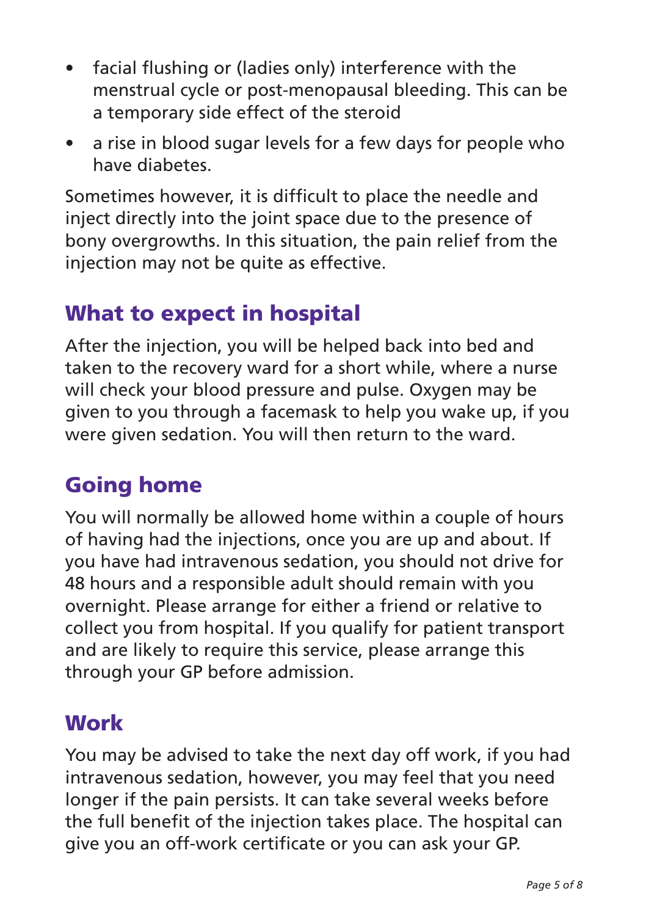- facial flushing or (ladies only) interference with the menstrual cycle or post-menopausal bleeding. This can be a temporary side effect of the steroid
- a rise in blood sugar levels for a few days for people who have diabetes.

Sometimes however, it is difficult to place the needle and inject directly into the joint space due to the presence of bony overgrowths. In this situation, the pain relief from the injection may not be quite as effective.

## What to expect in hospital

After the injection, you will be helped back into bed and taken to the recovery ward for a short while, where a nurse will check your blood pressure and pulse. Oxygen may be given to you through a facemask to help you wake up, if you were given sedation. You will then return to the ward.

## Going home

You will normally be allowed home within a couple of hours of having had the injections, once you are up and about. If you have had intravenous sedation, you should not drive for 48 hours and a responsible adult should remain with you overnight. Please arrange for either a friend or relative to collect you from hospital. If you qualify for patient transport and are likely to require this service, please arrange this through your GP before admission.

## Work

You may be advised to take the next day off work, if you had intravenous sedation, however, you may feel that you need longer if the pain persists. It can take several weeks before the full benefit of the injection takes place. The hospital can give you an off-work certificate or you can ask your GP.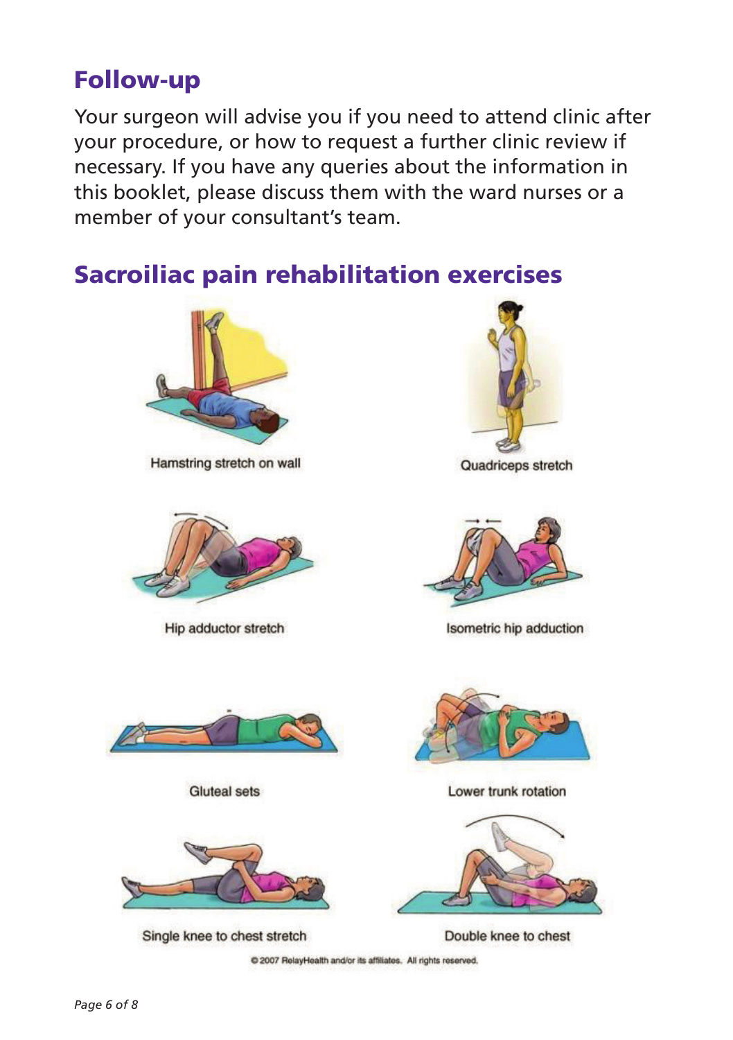## Follow-up

Your surgeon will advise you if you need to attend clinic after your procedure, or how to request a further clinic review if necessary. If you have any queries about the information in this booklet, please discuss them with the ward nurses or a member of your consultant's team.

## Sacroiliac pain rehabilitation exercises

Hamstring stretch on wall

Quadriceps stretch

Hip adductor stretch

Isometric hip adduction

Gluteal sets

Lower trunk rotation

Single knee to chest stretch

Double knee to chest

© 2007 RelayHealth and/or its affiliates. All rights reserved.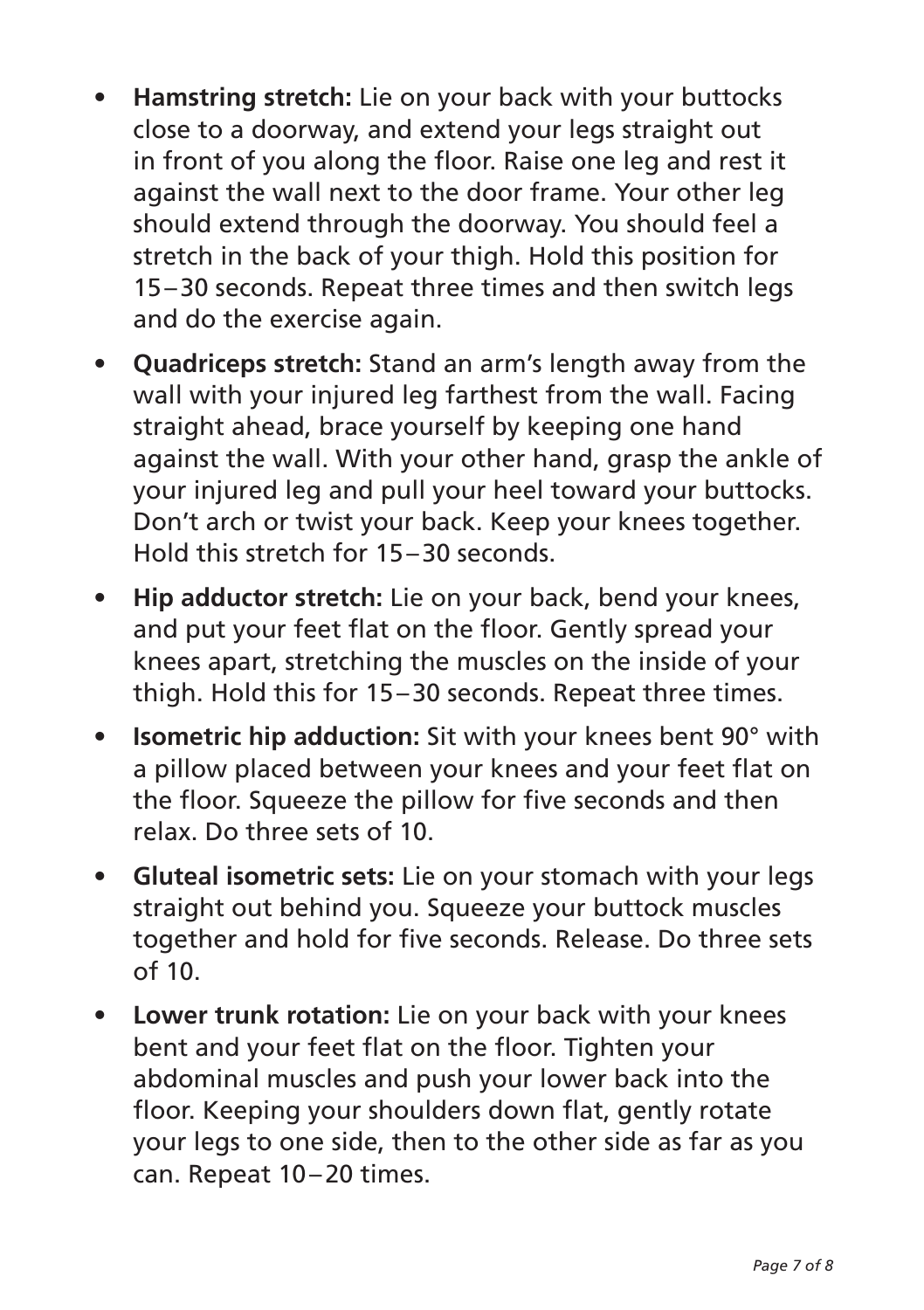- **Hamstring stretch:** Lie on your back with your buttocks close to a doorway, and extend your legs straight out in front of you along the floor. Raise one leg and rest it against the wall next to the door frame. Your other leg should extend through the doorway. You should feel a stretch in the back of your thigh. Hold this position for 15–30 seconds. Repeat three times and then switch legs and do the exercise again.
- **Quadriceps stretch:** Stand an arm's length away from the wall with your injured leg farthest from the wall. Facing straight ahead, brace yourself by keeping one hand against the wall. With your other hand, grasp the ankle of your injured leg and pull your heel toward your buttocks. Don't arch or twist your back. Keep your knees together. Hold this stretch for 15–30 seconds.
- **Hip adductor stretch:** Lie on your back, bend your knees, and put your feet flat on the floor. Gently spread your knees apart, stretching the muscles on the inside of your thigh. Hold this for 15–30 seconds. Repeat three times.
- **Isometric hip adduction:** Sit with your knees bent 90° with a pillow placed between your knees and your feet flat on the floor. Squeeze the pillow for five seconds and then relax. Do three sets of 10.
- **Gluteal isometric sets:** Lie on your stomach with your legs straight out behind you. Squeeze your buttock muscles together and hold for five seconds. Release. Do three sets of 10.
- **Lower trunk rotation:** Lie on your back with your knees bent and your feet flat on the floor. Tighten your abdominal muscles and push your lower back into the floor. Keeping your shoulders down flat, gently rotate your legs to one side, then to the other side as far as you can. Repeat 10–20 times.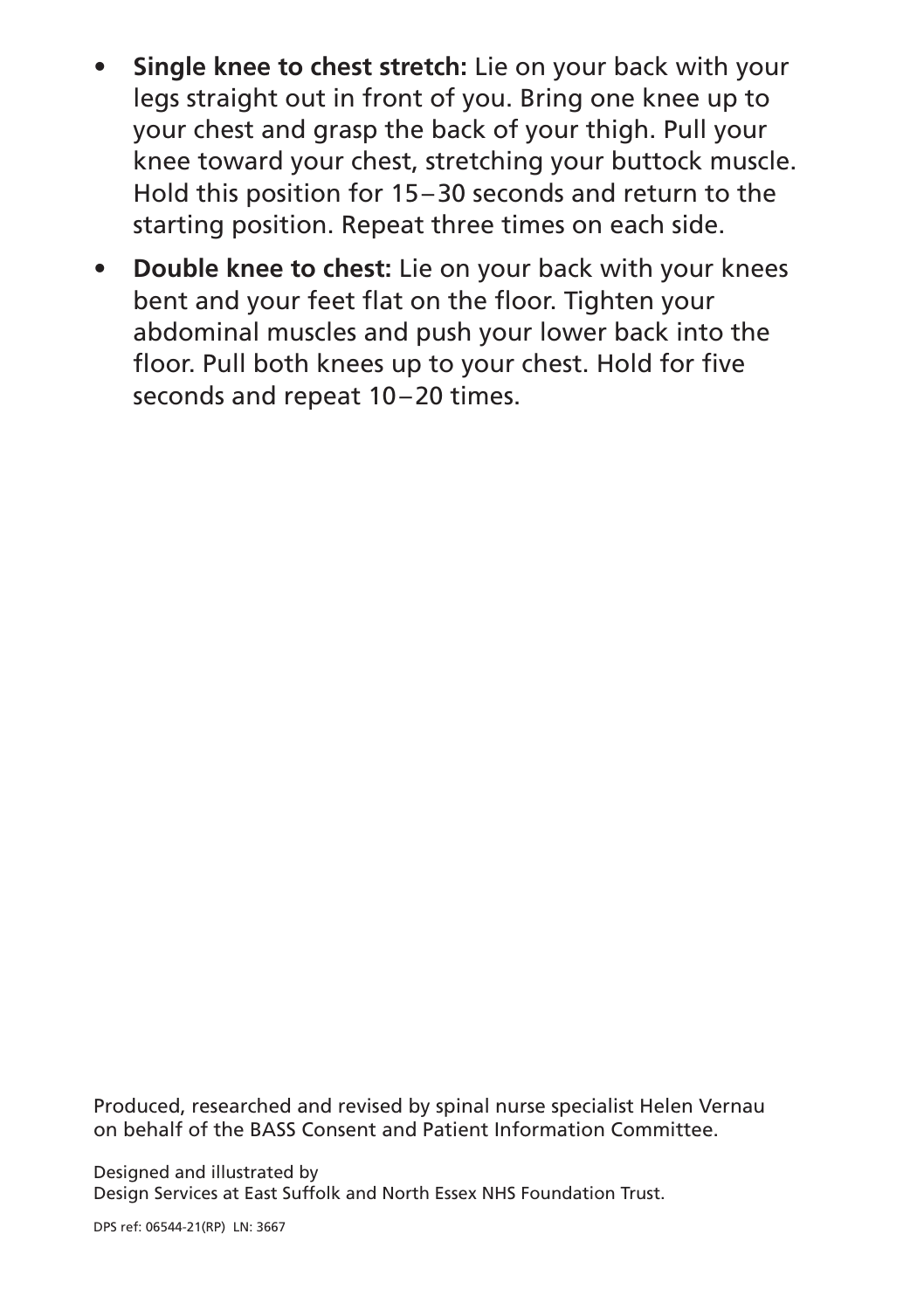- **Single knee to chest stretch:** Lie on your back with your legs straight out in front of you. Bring one knee up to your chest and grasp the back of your thigh. Pull your knee toward your chest, stretching your buttock muscle. Hold this position for 15–30 seconds and return to the starting position. Repeat three times on each side.
- **Double knee to chest:** Lie on your back with your knees bent and your feet flat on the floor. Tighten your abdominal muscles and push your lower back into the floor. Pull both knees up to your chest. Hold for five seconds and repeat 10–20 times.

Produced, researched and revised by spinal nurse specialist Helen Vernau on behalf of the BASS Consent and Patient Information Committee.

Designed and illustrated by
Design Services at East Suffolk and North Essex NHS Foundation Trust.

DPS ref: 06544-21(RP) LN: 3667